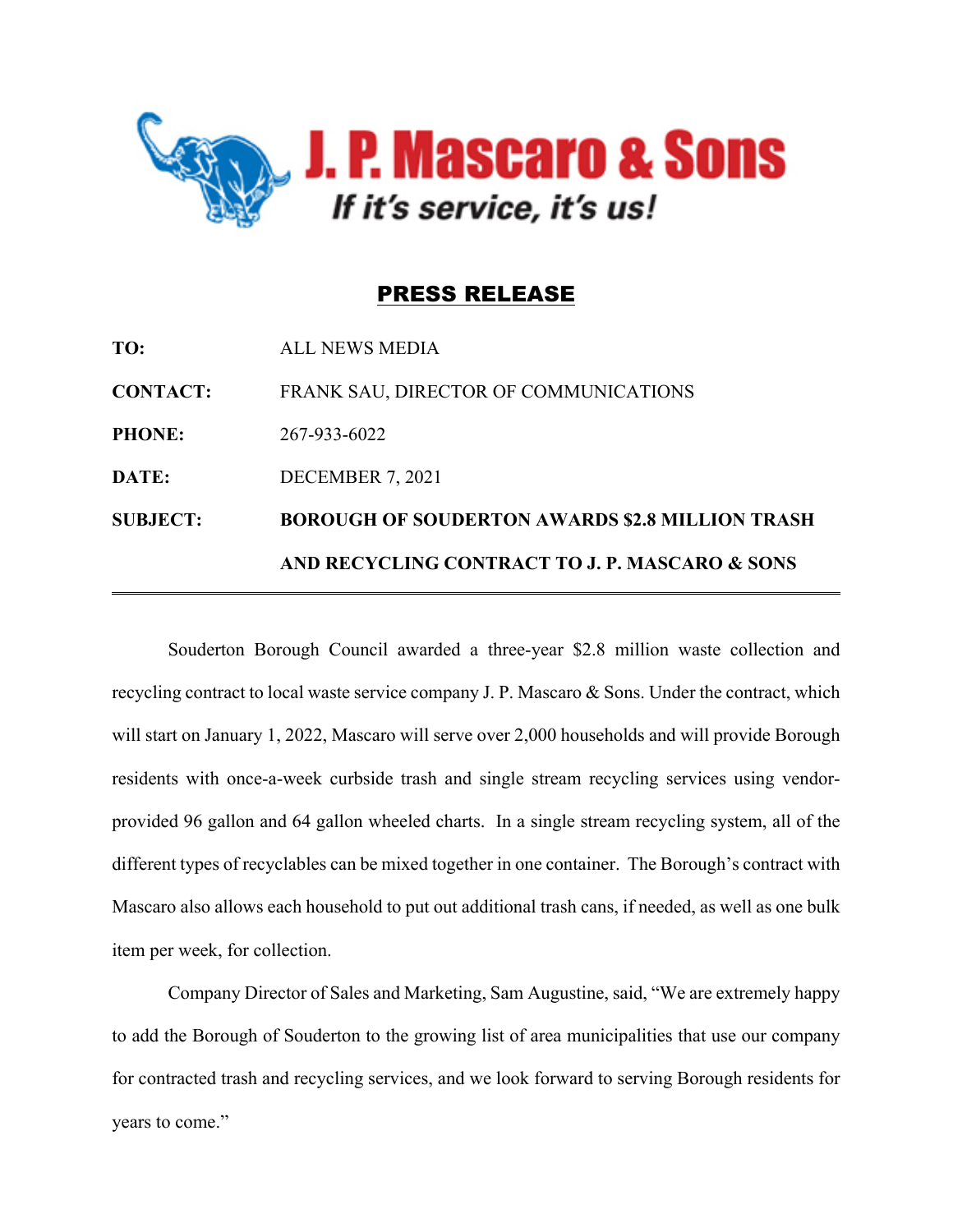# J. P. Mascaro & Sons

*If it's service, it's us!*

## PRESS RELEASE

**TO:** ALL NEWS MEDIA

**CONTACT:** FRANK SAU, DIRECTOR OF COMMUNICATIONS

**PHONE:** 267-933-6022

**DATE:** DECEMBER 7, 2021

**SUBJECT:** **BOROUGH OF SOUDERTON AWARDS $2.8 MILLION TRASH AND RECYCLING CONTRACT TO J. P. MASCARO & SONS**

---

Souderton Borough Council awarded a three-year $2.8 million waste collection and recycling contract to local waste service company J. P. Mascaro & Sons. Under the contract, which will start on January 1, 2022, Mascaro will serve over 2,000 households and will provide Borough residents with once-a-week curbside trash and single stream recycling services using vendor-provided 96 gallon and 64 gallon wheeled charts. In a single stream recycling system, all of the different types of recyclables can be mixed together in one container. The Borough's contract with Mascaro also allows each household to put out additional trash cans, if needed, as well as one bulk item per week, for collection.

Company Director of Sales and Marketing, Sam Augustine, said, "We are extremely happy to add the Borough of Souderton to the growing list of area municipalities that use our company for contracted trash and recycling services, and we look forward to serving Borough residents for years to come."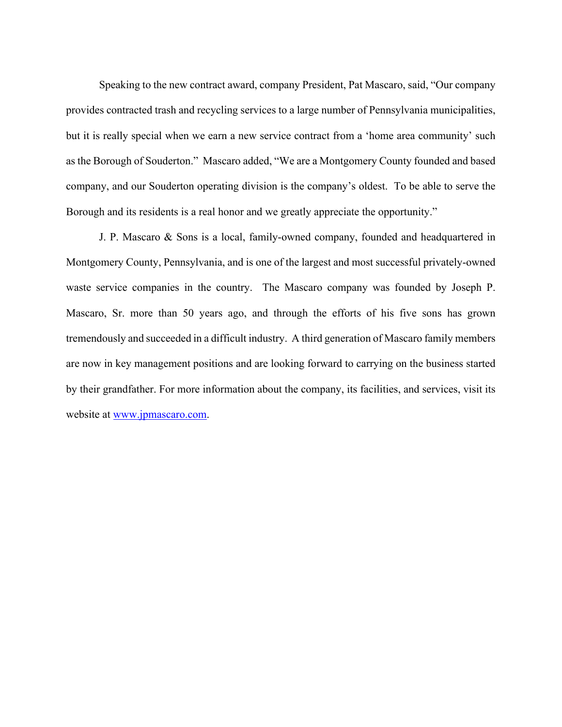Speaking to the new contract award, company President, Pat Mascaro, said, "Our company provides contracted trash and recycling services to a large number of Pennsylvania municipalities, but it is really special when we earn a new service contract from a 'home area community' such as the Borough of Souderton." Mascaro added, "We are a Montgomery County founded and based company, and our Souderton operating division is the company's oldest. To be able to serve the Borough and its residents is a real honor and we greatly appreciate the opportunity."

J. P. Mascaro & Sons is a local, family-owned company, founded and headquartered in Montgomery County, Pennsylvania, and is one of the largest and most successful privately-owned waste service companies in the country. The Mascaro company was founded by Joseph P. Mascaro, Sr. more than 50 years ago, and through the efforts of his five sons has grown tremendously and succeeded in a difficult industry. A third generation of Mascaro family members are now in key management positions and are looking forward to carrying on the business started by their grandfather. For more information about the company, its facilities, and services, visit its website at [www.jpmascaro.com](http://www.jpmascaro.com).